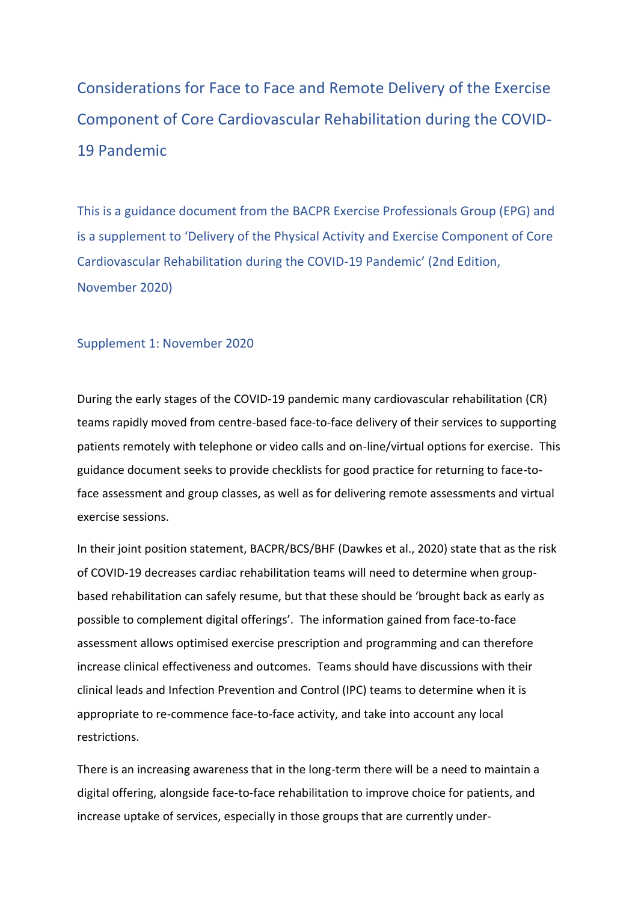# Considerations for Face to Face and Remote Delivery of the Exercise Component of Core Cardiovascular Rehabilitation during the COVID-19 Pandemic

This is a guidance document from the BACPR Exercise Professionals Group (EPG) and is a supplement to 'Delivery of the Physical Activity and Exercise Component of Core Cardiovascular Rehabilitation during the COVID-19 Pandemic' (2nd Edition, November 2020)

Supplement 1: November 2020

During the early stages of the COVID-19 pandemic many cardiovascular rehabilitation (CR) teams rapidly moved from centre-based face-to-face delivery of their services to supporting patients remotely with telephone or video calls and on-line/virtual options for exercise. This guidance document seeks to provide checklists for good practice for returning to face-to-face assessment and group classes, as well as for delivering remote assessments and virtual exercise sessions.

In their joint position statement, BACPR/BCS/BHF (Dawkes et al., 2020) state that as the risk of COVID-19 decreases cardiac rehabilitation teams will need to determine when group-based rehabilitation can safely resume, but that these should be 'brought back as early as possible to complement digital offerings'. The information gained from face-to-face assessment allows optimised exercise prescription and programming and can therefore increase clinical effectiveness and outcomes. Teams should have discussions with their clinical leads and Infection Prevention and Control (IPC) teams to determine when it is appropriate to re-commence face-to-face activity, and take into account any local restrictions.

There is an increasing awareness that in the long-term there will be a need to maintain a digital offering, alongside face-to-face rehabilitation to improve choice for patients, and increase uptake of services, especially in those groups that are currently under-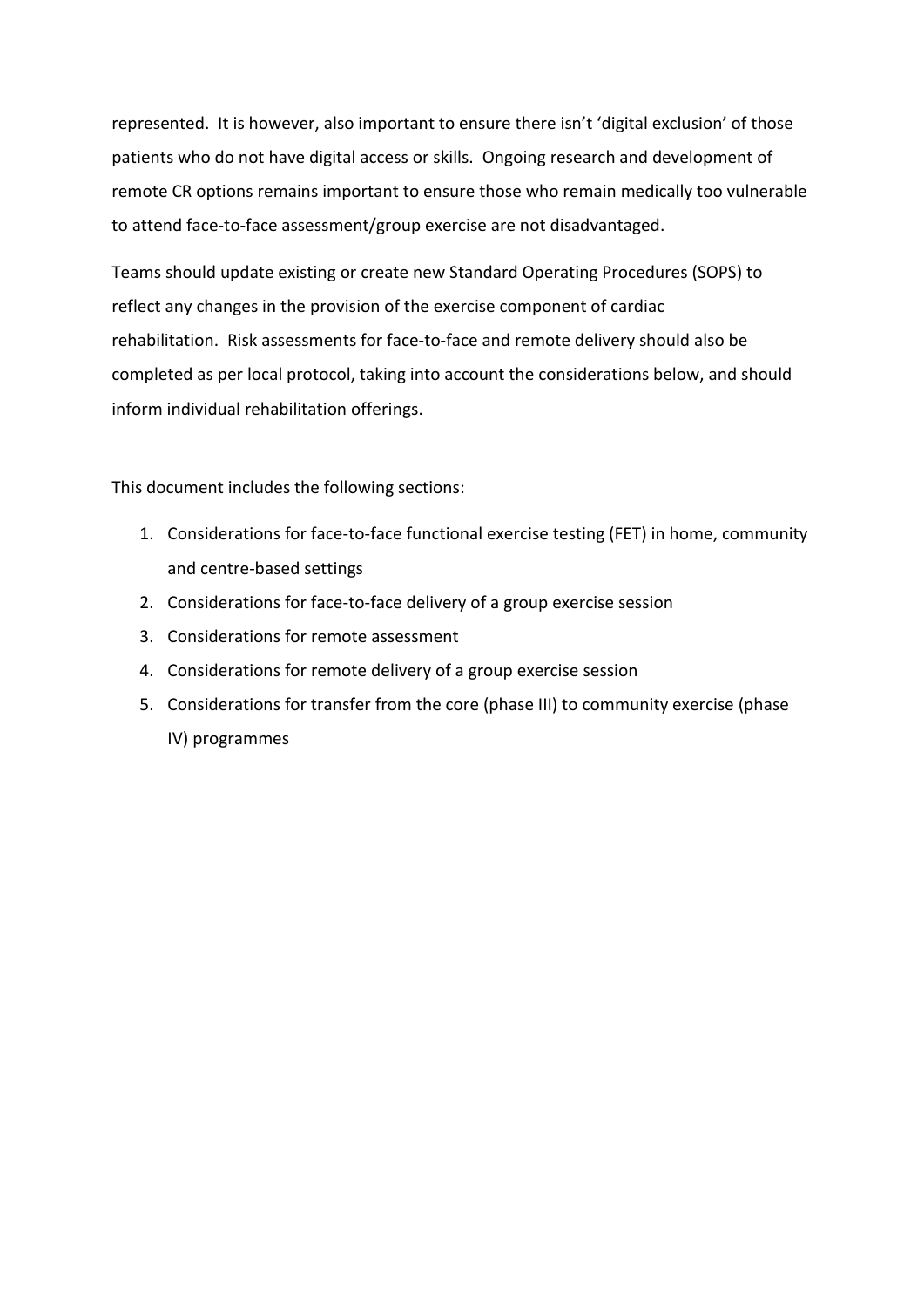represented. It is however, also important to ensure there isn't 'digital exclusion' of those patients who do not have digital access or skills. Ongoing research and development of remote CR options remains important to ensure those who remain medically too vulnerable to attend face-to-face assessment/group exercise are not disadvantaged.

Teams should update existing or create new Standard Operating Procedures (SOPS) to reflect any changes in the provision of the exercise component of cardiac rehabilitation. Risk assessments for face-to-face and remote delivery should also be completed as per local protocol, taking into account the considerations below, and should inform individual rehabilitation offerings.

This document includes the following sections:

1. Considerations for face-to-face functional exercise testing (FET) in home, community and centre-based settings
2. Considerations for face-to-face delivery of a group exercise session
3. Considerations for remote assessment
4. Considerations for remote delivery of a group exercise session
5. Considerations for transfer from the core (phase III) to community exercise (phase IV) programmes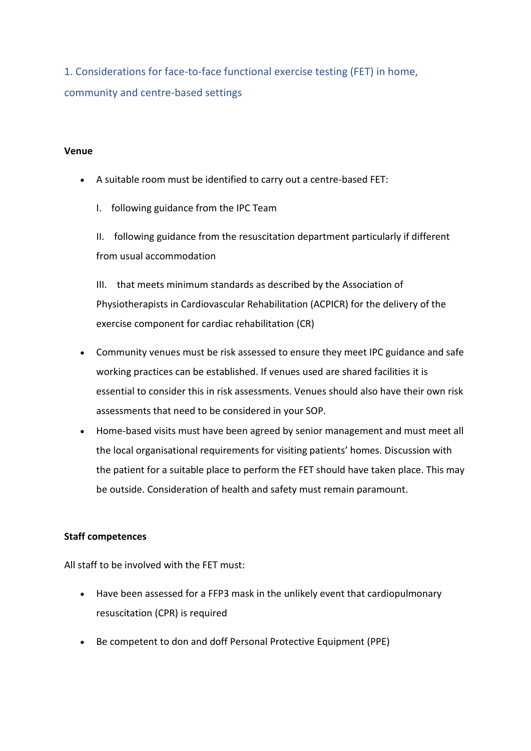## 1. Considerations for face-to-face functional exercise testing (FET) in home, community and centre-based settings

**Venue**

- A suitable room must be identified to carry out a centre-based FET:

  I. following guidance from the IPC Team

  II. following guidance from the resuscitation department particularly if different from usual accommodation

  III. that meets minimum standards as described by the Association of Physiotherapists in Cardiovascular Rehabilitation (ACPICR) for the delivery of the exercise component for cardiac rehabilitation (CR)

- Community venues must be risk assessed to ensure they meet IPC guidance and safe working practices can be established. If venues used are shared facilities it is essential to consider this in risk assessments. Venues should also have their own risk assessments that need to be considered in your SOP.
- Home-based visits must have been agreed by senior management and must meet all the local organisational requirements for visiting patients' homes. Discussion with the patient for a suitable place to perform the FET should have taken place. This may be outside. Consideration of health and safety must remain paramount.

**Staff competences**

All staff to be involved with the FET must:

- Have been assessed for a FFP3 mask in the unlikely event that cardiopulmonary resuscitation (CPR) is required
- Be competent to don and doff Personal Protective Equipment (PPE)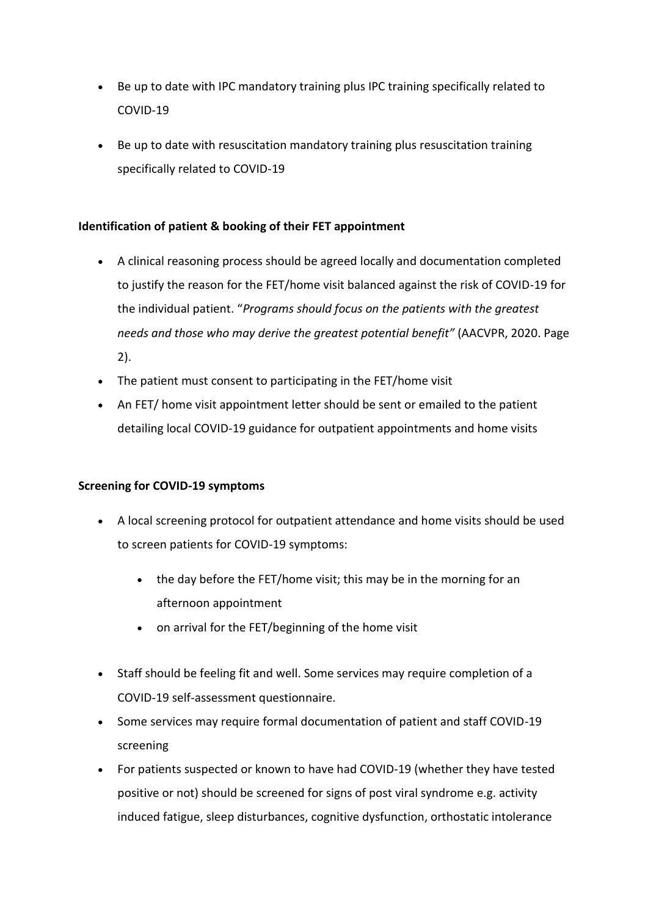- Be up to date with IPC mandatory training plus IPC training specifically related to COVID-19
- Be up to date with resuscitation mandatory training plus resuscitation training specifically related to COVID-19

**Identification of patient & booking of their FET appointment**

- A clinical reasoning process should be agreed locally and documentation completed to justify the reason for the FET/home visit balanced against the risk of COVID-19 for the individual patient. "*Programs should focus on the patients with the greatest needs and those who may derive the greatest potential benefit"* (AACVPR, 2020. Page 2).
- The patient must consent to participating in the FET/home visit
- An FET/ home visit appointment letter should be sent or emailed to the patient detailing local COVID-19 guidance for outpatient appointments and home visits

**Screening for COVID-19 symptoms**

- A local screening protocol for outpatient attendance and home visits should be used to screen patients for COVID-19 symptoms:
    - the day before the FET/home visit; this may be in the morning for an afternoon appointment
    - on arrival for the FET/beginning of the home visit
- Staff should be feeling fit and well. Some services may require completion of a COVID-19 self-assessment questionnaire.
- Some services may require formal documentation of patient and staff COVID-19 screening
- For patients suspected or known to have had COVID-19 (whether they have tested positive or not) should be screened for signs of post viral syndrome e.g. activity induced fatigue, sleep disturbances, cognitive dysfunction, orthostatic intolerance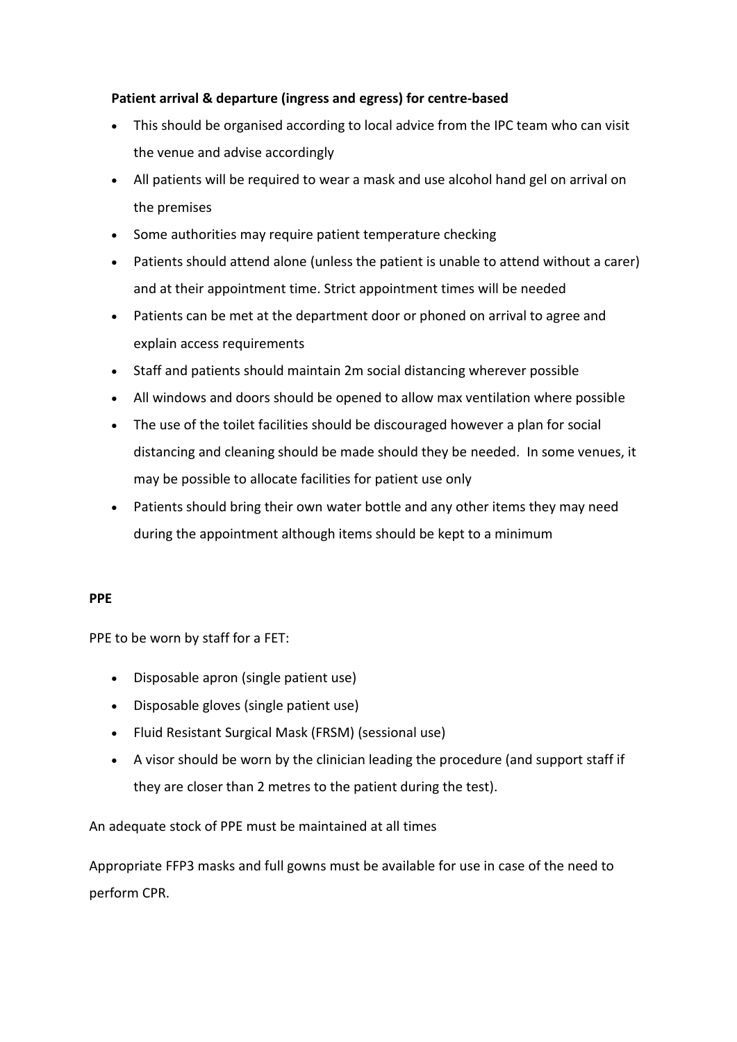**Patient arrival & departure (ingress and egress) for centre-based**

- This should be organised according to local advice from the IPC team who can visit the venue and advise accordingly
- All patients will be required to wear a mask and use alcohol hand gel on arrival on the premises
- Some authorities may require patient temperature checking
- Patients should attend alone (unless the patient is unable to attend without a carer) and at their appointment time. Strict appointment times will be needed
- Patients can be met at the department door or phoned on arrival to agree and explain access requirements
- Staff and patients should maintain 2m social distancing wherever possible
- All windows and doors should be opened to allow max ventilation where possible
- The use of the toilet facilities should be discouraged however a plan for social distancing and cleaning should be made should they be needed. In some venues, it may be possible to allocate facilities for patient use only
- Patients should bring their own water bottle and any other items they may need during the appointment although items should be kept to a minimum

**PPE**

PPE to be worn by staff for a FET:

- Disposable apron (single patient use)
- Disposable gloves (single patient use)
- Fluid Resistant Surgical Mask (FRSM) (sessional use)
- A visor should be worn by the clinician leading the procedure (and support staff if they are closer than 2 metres to the patient during the test).

An adequate stock of PPE must be maintained at all times

Appropriate FFP3 masks and full gowns must be available for use in case of the need to perform CPR.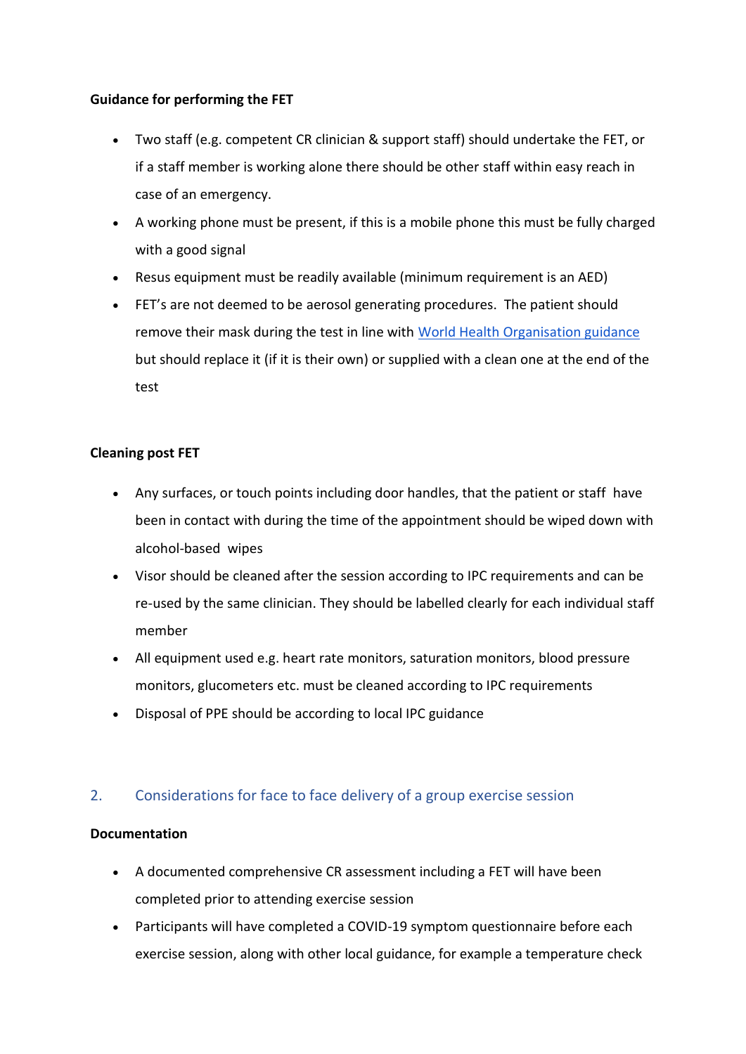**Guidance for performing the FET**

- Two staff (e.g. competent CR clinician & support staff) should undertake the FET, or if a staff member is working alone there should be other staff within easy reach in case of an emergency.
- A working phone must be present, if this is a mobile phone this must be fully charged with a good signal
- Resus equipment must be readily available (minimum requirement is an AED)
- FET's are not deemed to be aerosol generating procedures. The patient should remove their mask during the test in line with [World Health Organisation guidance](#) but should replace it (if it is their own) or supplied with a clean one at the end of the test

**Cleaning post FET**

- Any surfaces, or touch points including door handles, that the patient or staff have been in contact with during the time of the appointment should be wiped down with alcohol-based wipes
- Visor should be cleaned after the session according to IPC requirements and can be re-used by the same clinician. They should be labelled clearly for each individual staff member
- All equipment used e.g. heart rate monitors, saturation monitors, blood pressure monitors, glucometers etc. must be cleaned according to IPC requirements
- Disposal of PPE should be according to local IPC guidance

## 2. Considerations for face to face delivery of a group exercise session

**Documentation**

- A documented comprehensive CR assessment including a FET will have been completed prior to attending exercise session
- Participants will have completed a COVID-19 symptom questionnaire before each exercise session, along with other local guidance, for example a temperature check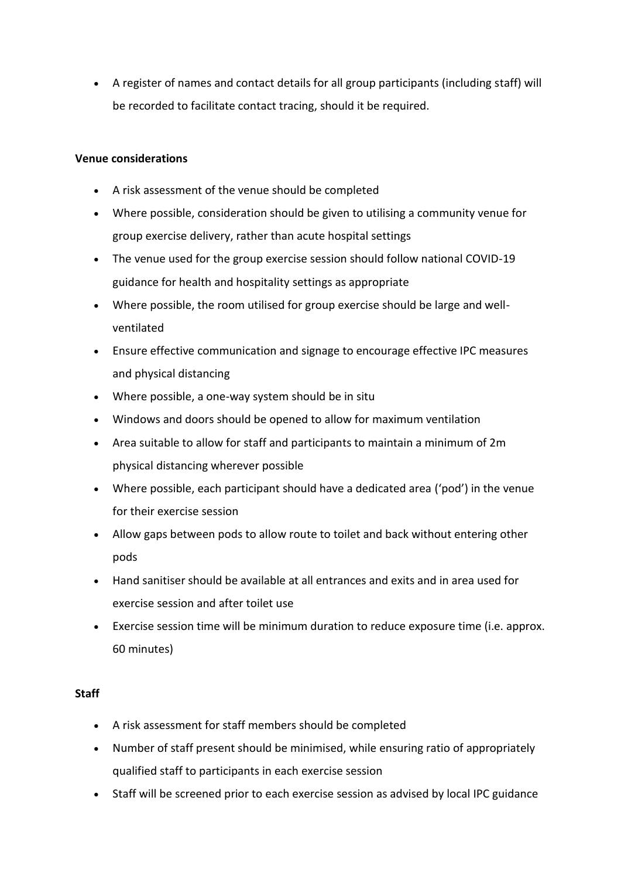- A register of names and contact details for all group participants (including staff) will be recorded to facilitate contact tracing, should it be required.

**Venue considerations**

- A risk assessment of the venue should be completed
- Where possible, consideration should be given to utilising a community venue for group exercise delivery, rather than acute hospital settings
- The venue used for the group exercise session should follow national COVID-19 guidance for health and hospitality settings as appropriate
- Where possible, the room utilised for group exercise should be large and well-ventilated
- Ensure effective communication and signage to encourage effective IPC measures and physical distancing
- Where possible, a one-way system should be in situ
- Windows and doors should be opened to allow for maximum ventilation
- Area suitable to allow for staff and participants to maintain a minimum of 2m physical distancing wherever possible
- Where possible, each participant should have a dedicated area ('pod') in the venue for their exercise session
- Allow gaps between pods to allow route to toilet and back without entering other pods
- Hand sanitiser should be available at all entrances and exits and in area used for exercise session and after toilet use
- Exercise session time will be minimum duration to reduce exposure time (i.e. approx. 60 minutes)

**Staff**

- A risk assessment for staff members should be completed
- Number of staff present should be minimised, while ensuring ratio of appropriately qualified staff to participants in each exercise session
- Staff will be screened prior to each exercise session as advised by local IPC guidance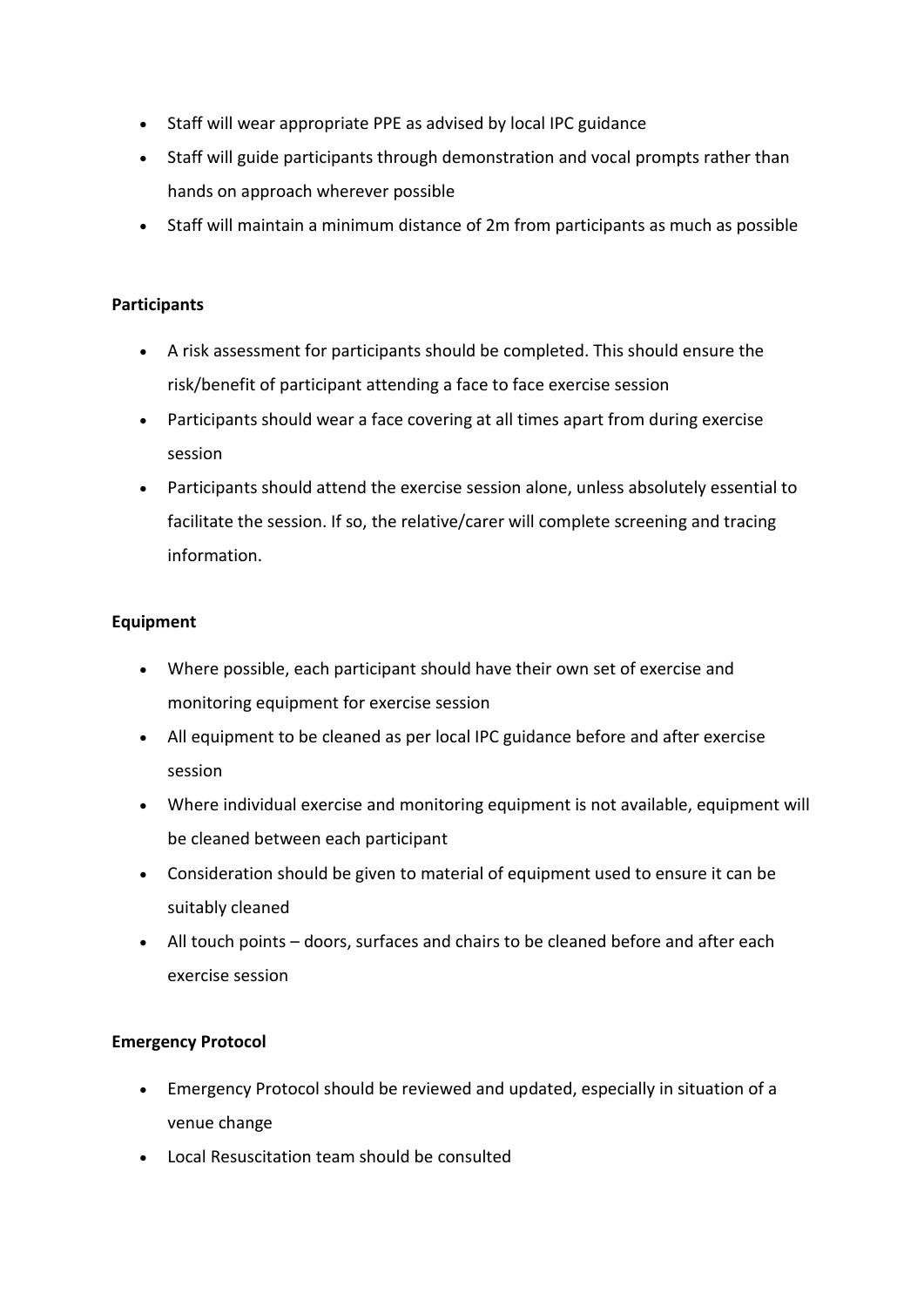- Staff will wear appropriate PPE as advised by local IPC guidance
- Staff will guide participants through demonstration and vocal prompts rather than hands on approach wherever possible
- Staff will maintain a minimum distance of 2m from participants as much as possible

**Participants**

- A risk assessment for participants should be completed. This should ensure the risk/benefit of participant attending a face to face exercise session
- Participants should wear a face covering at all times apart from during exercise session
- Participants should attend the exercise session alone, unless absolutely essential to facilitate the session. If so, the relative/carer will complete screening and tracing information.

**Equipment**

- Where possible, each participant should have their own set of exercise and monitoring equipment for exercise session
- All equipment to be cleaned as per local IPC guidance before and after exercise session
- Where individual exercise and monitoring equipment is not available, equipment will be cleaned between each participant
- Consideration should be given to material of equipment used to ensure it can be suitably cleaned
- All touch points – doors, surfaces and chairs to be cleaned before and after each exercise session

**Emergency Protocol**

- Emergency Protocol should be reviewed and updated, especially in situation of a venue change
- Local Resuscitation team should be consulted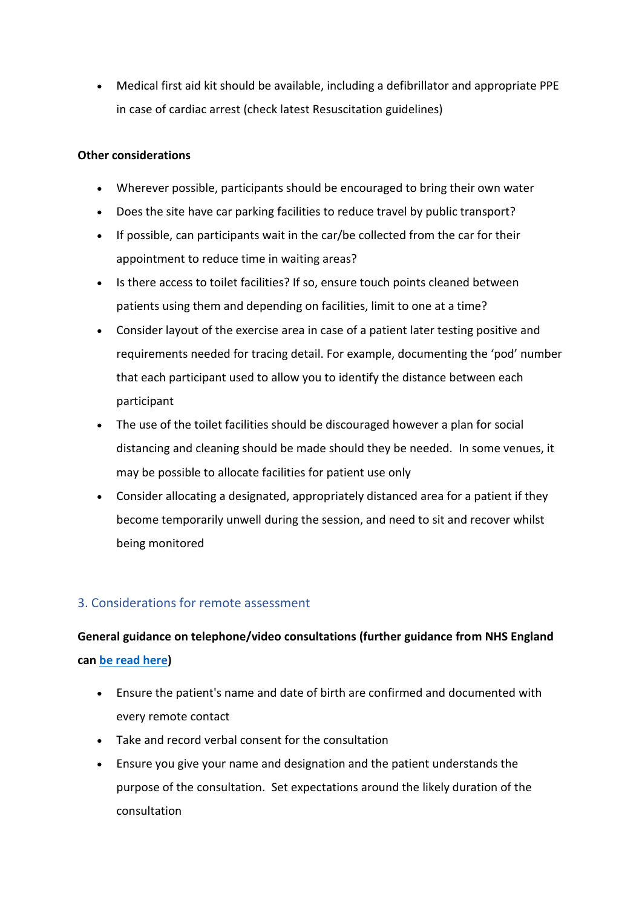- Medical first aid kit should be available, including a defibrillator and appropriate PPE in case of cardiac arrest (check latest Resuscitation guidelines)

**Other considerations**

- Wherever possible, participants should be encouraged to bring their own water
- Does the site have car parking facilities to reduce travel by public transport?
- If possible, can participants wait in the car/be collected from the car for their appointment to reduce time in waiting areas?
- Is there access to toilet facilities? If so, ensure touch points cleaned between patients using them and depending on facilities, limit to one at a time?
- Consider layout of the exercise area in case of a patient later testing positive and requirements needed for tracing detail. For example, documenting the 'pod' number that each participant used to allow you to identify the distance between each participant
- The use of the toilet facilities should be discouraged however a plan for social distancing and cleaning should be made should they be needed. In some venues, it may be possible to allocate facilities for patient use only
- Consider allocating a designated, appropriately distanced area for a patient if they become temporarily unwell during the session, and need to sit and recover whilst being monitored

## 3. Considerations for remote assessment

**General guidance on telephone/video consultations (further guidance from NHS England can be read here)**

- Ensure the patient's name and date of birth are confirmed and documented with every remote contact
- Take and record verbal consent for the consultation
- Ensure you give your name and designation and the patient understands the purpose of the consultation. Set expectations around the likely duration of the consultation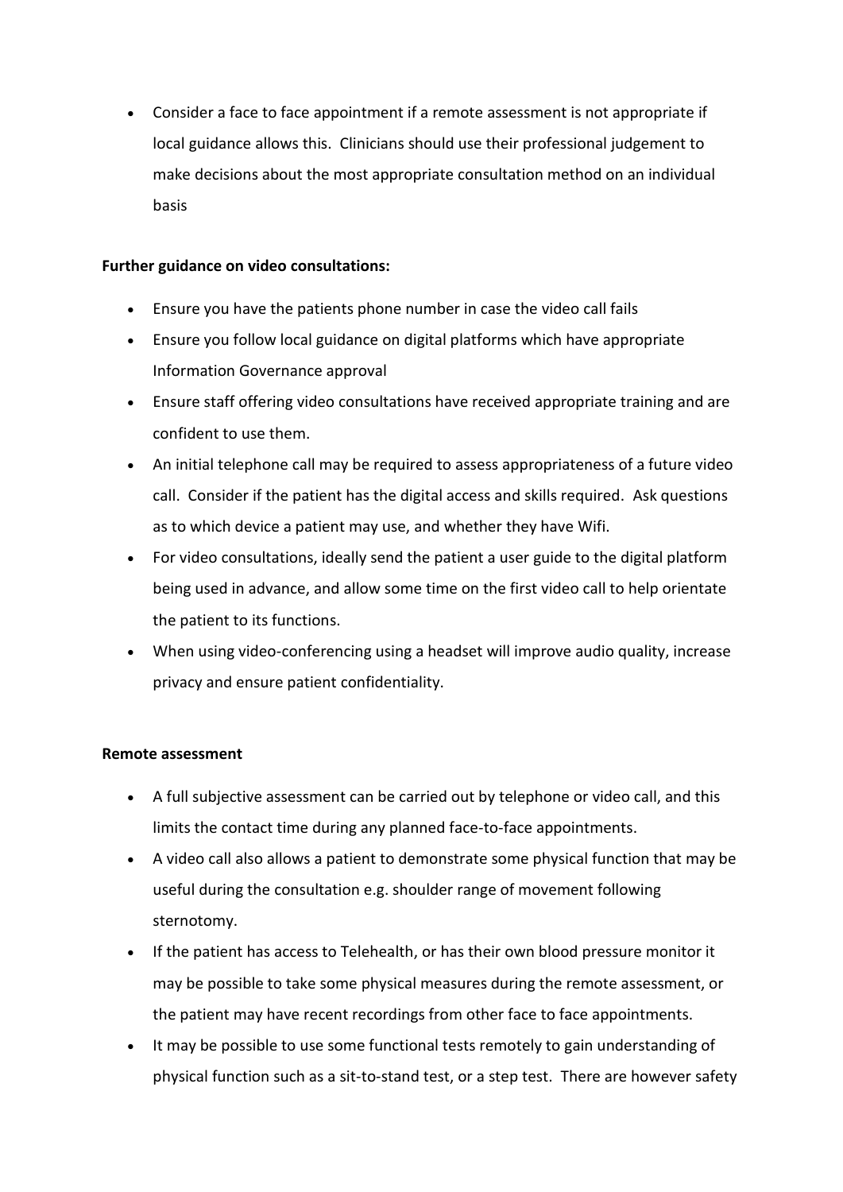- Consider a face to face appointment if a remote assessment is not appropriate if local guidance allows this. Clinicians should use their professional judgement to make decisions about the most appropriate consultation method on an individual basis

**Further guidance on video consultations:**

- Ensure you have the patients phone number in case the video call fails
- Ensure you follow local guidance on digital platforms which have appropriate Information Governance approval
- Ensure staff offering video consultations have received appropriate training and are confident to use them.
- An initial telephone call may be required to assess appropriateness of a future video call. Consider if the patient has the digital access and skills required. Ask questions as to which device a patient may use, and whether they have Wifi.
- For video consultations, ideally send the patient a user guide to the digital platform being used in advance, and allow some time on the first video call to help orientate the patient to its functions.
- When using video-conferencing using a headset will improve audio quality, increase privacy and ensure patient confidentiality.

**Remote assessment**

- A full subjective assessment can be carried out by telephone or video call, and this limits the contact time during any planned face-to-face appointments.
- A video call also allows a patient to demonstrate some physical function that may be useful during the consultation e.g. shoulder range of movement following sternotomy.
- If the patient has access to Telehealth, or has their own blood pressure monitor it may be possible to take some physical measures during the remote assessment, or the patient may have recent recordings from other face to face appointments.
- It may be possible to use some functional tests remotely to gain understanding of physical function such as a sit-to-stand test, or a step test. There are however safety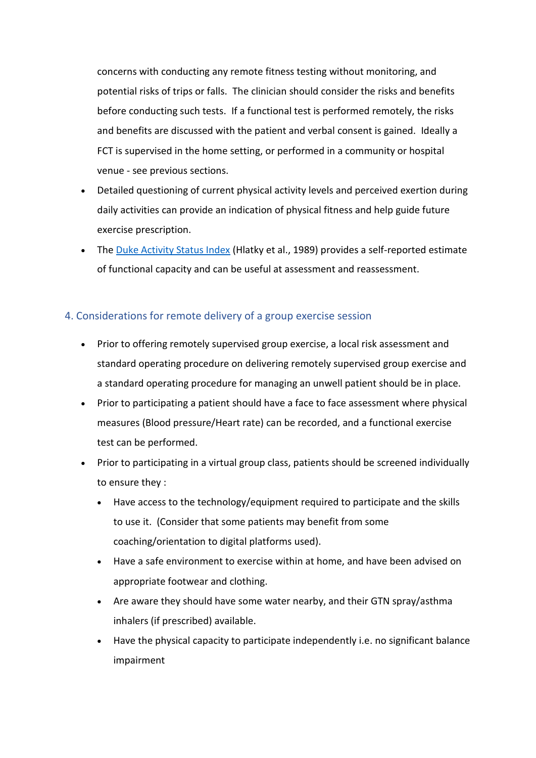concerns with conducting any remote fitness testing without monitoring, and potential risks of trips or falls. The clinician should consider the risks and benefits before conducting such tests. If a functional test is performed remotely, the risks and benefits are discussed with the patient and verbal consent is gained. Ideally a FCT is supervised in the home setting, or performed in a community or hospital venue - see previous sections.

- Detailed questioning of current physical activity levels and perceived exertion during daily activities can provide an indication of physical fitness and help guide future exercise prescription.
- The [Duke Activity Status Index](Duke Activity Status Index) (Hlatky et al., 1989) provides a self-reported estimate of functional capacity and can be useful at assessment and reassessment.

## 4. Considerations for remote delivery of a group exercise session

- Prior to offering remotely supervised group exercise, a local risk assessment and standard operating procedure on delivering remotely supervised group exercise and a standard operating procedure for managing an unwell patient should be in place.
- Prior to participating a patient should have a face to face assessment where physical measures (Blood pressure/Heart rate) can be recorded, and a functional exercise test can be performed.
- Prior to participating in a virtual group class, patients should be screened individually to ensure they :
    - Have access to the technology/equipment required to participate and the skills to use it. (Consider that some patients may benefit from some coaching/orientation to digital platforms used).
    - Have a safe environment to exercise within at home, and have been advised on appropriate footwear and clothing.
    - Are aware they should have some water nearby, and their GTN spray/asthma inhalers (if prescribed) available.
    - Have the physical capacity to participate independently i.e. no significant balance impairment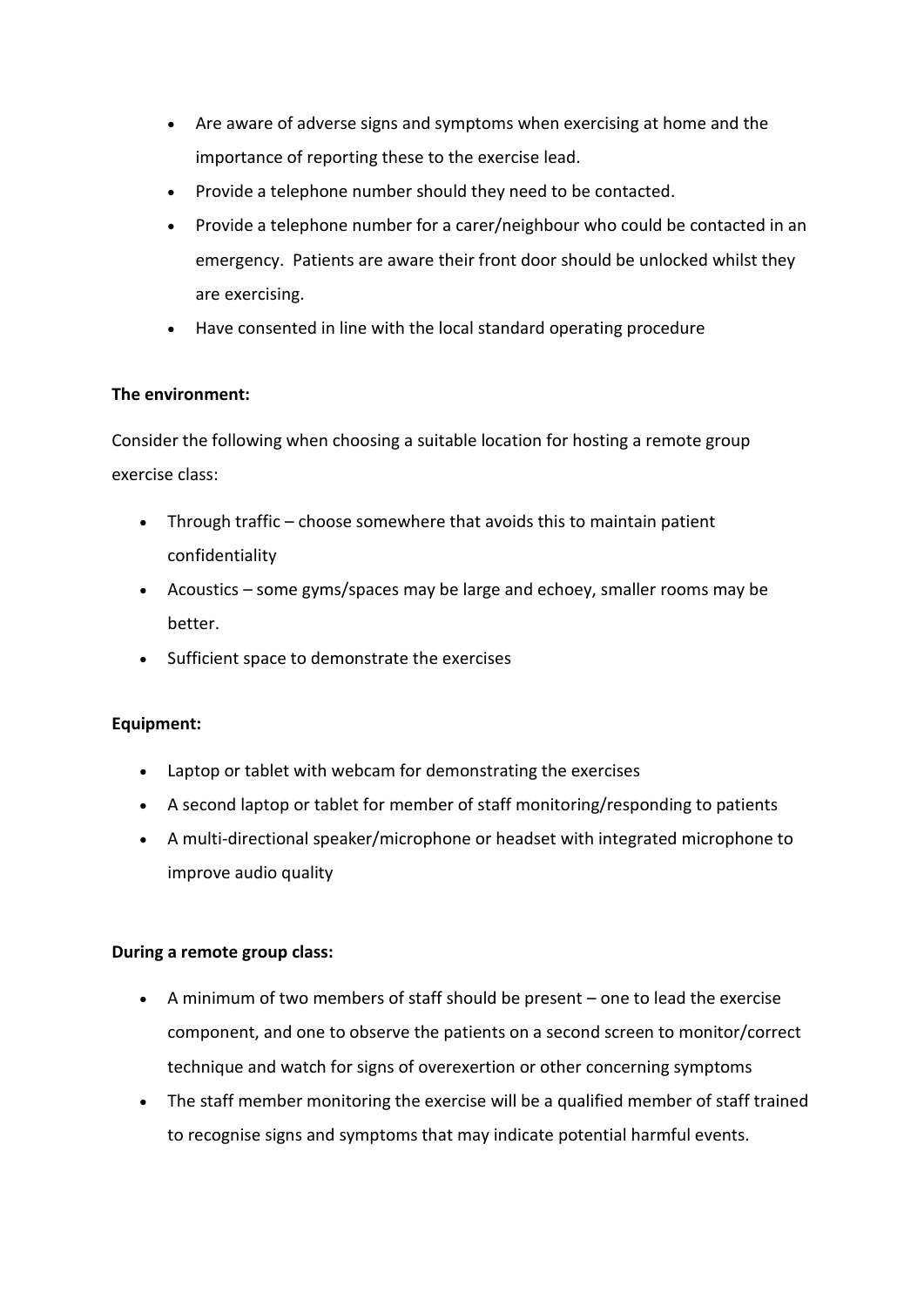- Are aware of adverse signs and symptoms when exercising at home and the importance of reporting these to the exercise lead.
- Provide a telephone number should they need to be contacted.
- Provide a telephone number for a carer/neighbour who could be contacted in an emergency. Patients are aware their front door should be unlocked whilst they are exercising.
- Have consented in line with the local standard operating procedure

**The environment:**

Consider the following when choosing a suitable location for hosting a remote group exercise class:

- Through traffic – choose somewhere that avoids this to maintain patient confidentiality
- Acoustics – some gyms/spaces may be large and echoey, smaller rooms may be better.
- Sufficient space to demonstrate the exercises

**Equipment:**

- Laptop or tablet with webcam for demonstrating the exercises
- A second laptop or tablet for member of staff monitoring/responding to patients
- A multi-directional speaker/microphone or headset with integrated microphone to improve audio quality

**During a remote group class:**

- A minimum of two members of staff should be present – one to lead the exercise component, and one to observe the patients on a second screen to monitor/correct technique and watch for signs of overexertion or other concerning symptoms
- The staff member monitoring the exercise will be a qualified member of staff trained to recognise signs and symptoms that may indicate potential harmful events.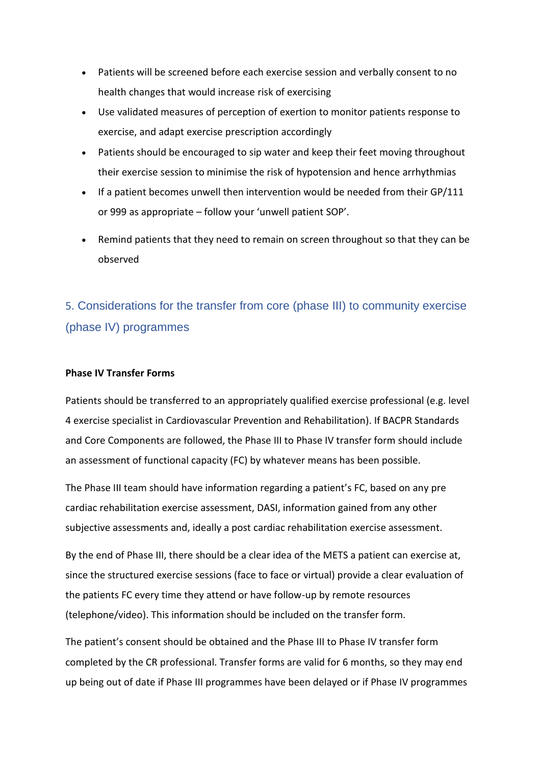- Patients will be screened before each exercise session and verbally consent to no health changes that would increase risk of exercising
- Use validated measures of perception of exertion to monitor patients response to exercise, and adapt exercise prescription accordingly
- Patients should be encouraged to sip water and keep their feet moving throughout their exercise session to minimise the risk of hypotension and hence arrhythmias
- If a patient becomes unwell then intervention would be needed from their GP/111 or 999 as appropriate – follow your 'unwell patient SOP'.
- Remind patients that they need to remain on screen throughout so that they can be observed

## 5. Considerations for the transfer from core (phase III) to community exercise (phase IV) programmes

**Phase IV Transfer Forms**

Patients should be transferred to an appropriately qualified exercise professional (e.g. level 4 exercise specialist in Cardiovascular Prevention and Rehabilitation). If BACPR Standards and Core Components are followed, the Phase III to Phase IV transfer form should include an assessment of functional capacity (FC) by whatever means has been possible.

The Phase III team should have information regarding a patient's FC, based on any pre cardiac rehabilitation exercise assessment, DASI, information gained from any other subjective assessments and, ideally a post cardiac rehabilitation exercise assessment.

By the end of Phase III, there should be a clear idea of the METS a patient can exercise at, since the structured exercise sessions (face to face or virtual) provide a clear evaluation of the patients FC every time they attend or have follow-up by remote resources (telephone/video). This information should be included on the transfer form.

The patient's consent should be obtained and the Phase III to Phase IV transfer form completed by the CR professional. Transfer forms are valid for 6 months, so they may end up being out of date if Phase III programmes have been delayed or if Phase IV programmes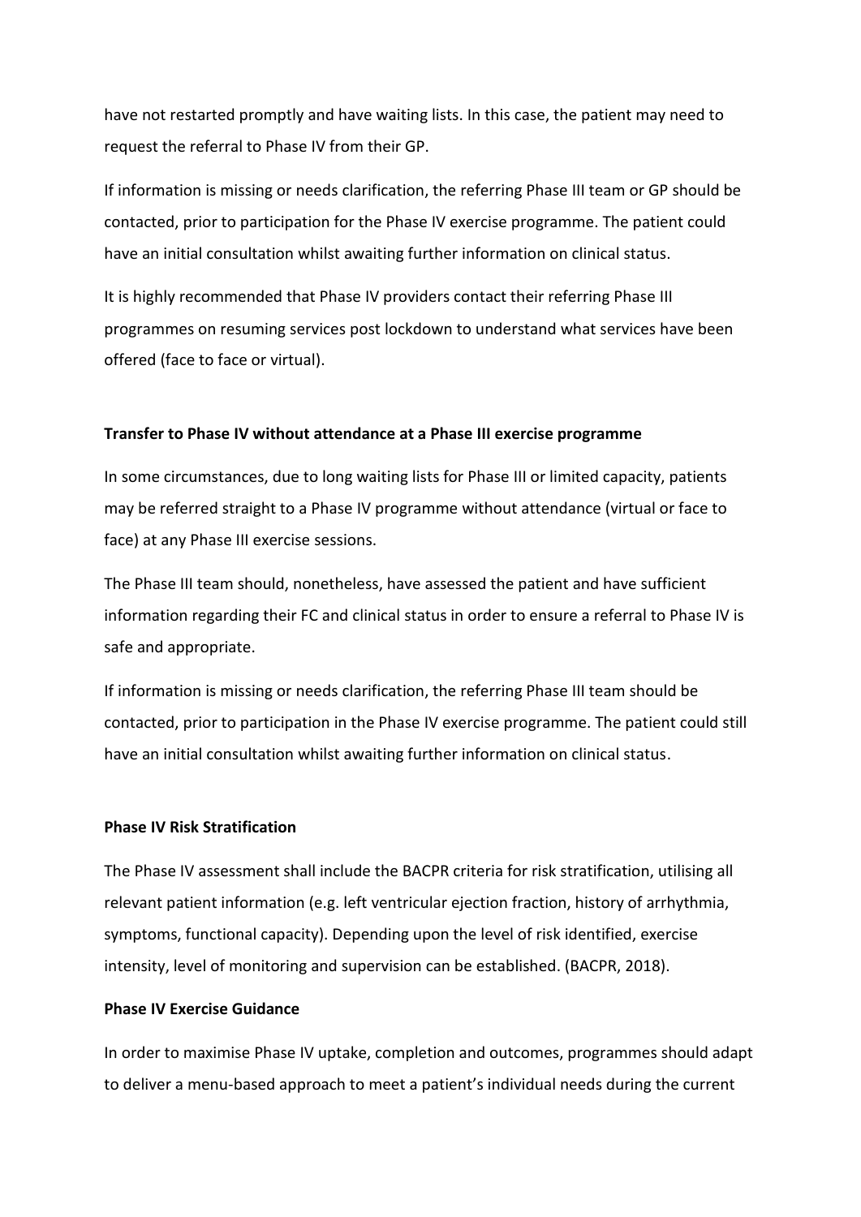have not restarted promptly and have waiting lists. In this case, the patient may need to request the referral to Phase IV from their GP.

If information is missing or needs clarification, the referring Phase III team or GP should be contacted, prior to participation for the Phase IV exercise programme. The patient could have an initial consultation whilst awaiting further information on clinical status.

It is highly recommended that Phase IV providers contact their referring Phase III programmes on resuming services post lockdown to understand what services have been offered (face to face or virtual).

**Transfer to Phase IV without attendance at a Phase III exercise programme**

In some circumstances, due to long waiting lists for Phase III or limited capacity, patients may be referred straight to a Phase IV programme without attendance (virtual or face to face) at any Phase III exercise sessions.

The Phase III team should, nonetheless, have assessed the patient and have sufficient information regarding their FC and clinical status in order to ensure a referral to Phase IV is safe and appropriate.

If information is missing or needs clarification, the referring Phase III team should be contacted, prior to participation in the Phase IV exercise programme. The patient could still have an initial consultation whilst awaiting further information on clinical status.

**Phase IV Risk Stratification**

The Phase IV assessment shall include the BACPR criteria for risk stratification, utilising all relevant patient information (e.g. left ventricular ejection fraction, history of arrhythmia, symptoms, functional capacity). Depending upon the level of risk identified, exercise intensity, level of monitoring and supervision can be established. (BACPR, 2018).

**Phase IV Exercise Guidance**

In order to maximise Phase IV uptake, completion and outcomes, programmes should adapt to deliver a menu-based approach to meet a patient's individual needs during the current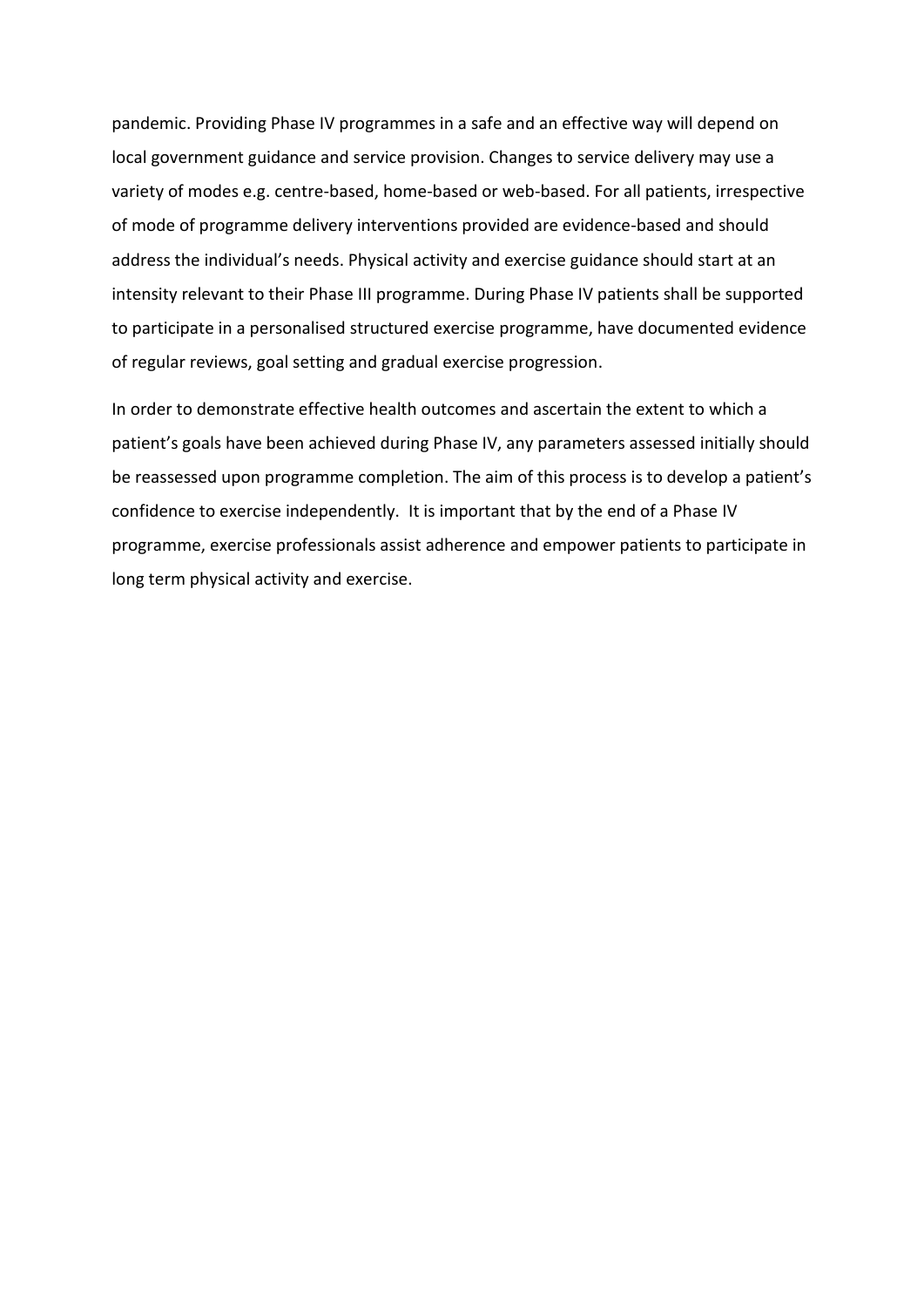pandemic. Providing Phase IV programmes in a safe and an effective way will depend on local government guidance and service provision. Changes to service delivery may use a variety of modes e.g. centre-based, home-based or web-based. For all patients, irrespective of mode of programme delivery interventions provided are evidence-based and should address the individual's needs. Physical activity and exercise guidance should start at an intensity relevant to their Phase III programme. During Phase IV patients shall be supported to participate in a personalised structured exercise programme, have documented evidence of regular reviews, goal setting and gradual exercise progression.

In order to demonstrate effective health outcomes and ascertain the extent to which a patient's goals have been achieved during Phase IV, any parameters assessed initially should be reassessed upon programme completion. The aim of this process is to develop a patient's confidence to exercise independently. It is important that by the end of a Phase IV programme, exercise professionals assist adherence and empower patients to participate in long term physical activity and exercise.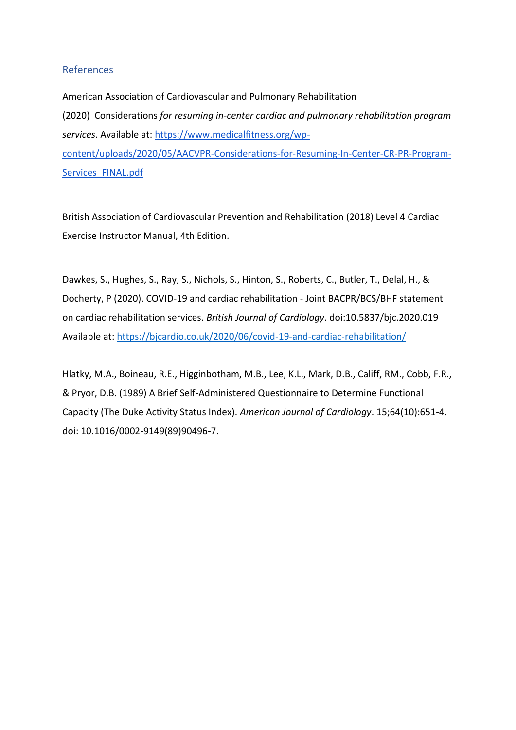## References

American Association of Cardiovascular and Pulmonary Rehabilitation (2020) Considerations *for resuming in-center cardiac and pulmonary rehabilitation program services*. Available at: [https://www.medicalfitness.org/wp-content/uploads/2020/05/AACVPR-Considerations-for-Resuming-In-Center-CR-PR-Program-Services_FINAL.pdf](https://www.medicalfitness.org/wp-content/uploads/2020/05/AACVPR-Considerations-for-Resuming-In-Center-CR-PR-Program-Services_FINAL.pdf)

British Association of Cardiovascular Prevention and Rehabilitation (2018) Level 4 Cardiac Exercise Instructor Manual, 4th Edition.

Dawkes, S., Hughes, S., Ray, S., Nichols, S., Hinton, S., Roberts, C., Butler, T., Delal, H., & Docherty, P (2020). COVID-19 and cardiac rehabilitation - Joint BACPR/BCS/BHF statement on cardiac rehabilitation services. *British Journal of Cardiology*. doi:10.5837/bjc.2020.019 Available at: [https://bjcardio.co.uk/2020/06/covid-19-and-cardiac-rehabilitation/](https://bjcardio.co.uk/2020/06/covid-19-and-cardiac-rehabilitation/)

Hlatky, M.A., Boineau, R.E., Higginbotham, M.B., Lee, K.L., Mark, D.B., Califf, RM., Cobb, F.R., & Pryor, D.B. (1989) A Brief Self-Administered Questionnaire to Determine Functional Capacity (The Duke Activity Status Index). *American Journal of Cardiology*. 15;64(10):651-4. doi: 10.1016/0002-9149(89)90496-7.